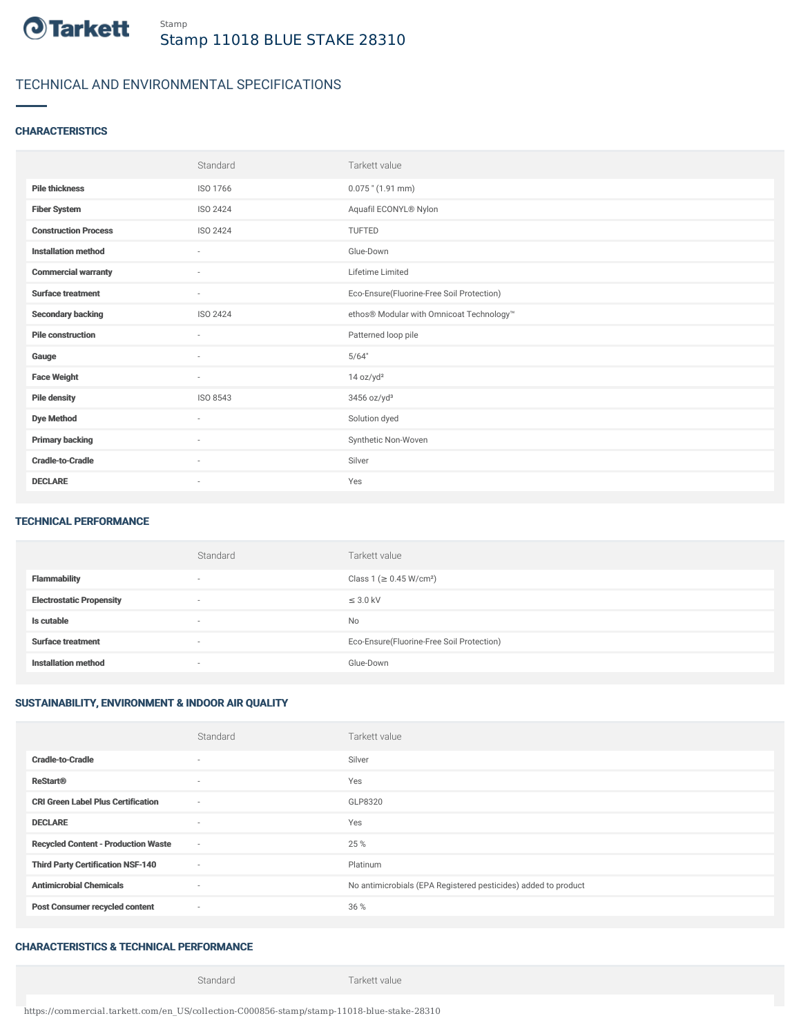Stamp

# Stamp 11018 BLUE STAKE 28310

## TECHNICAL AND ENVIRONMENTAL SPECIFICATIONS

### CHARACTERISTICS

| | Standard | Tarkett value |
|---|---|---|
| **Pile thickness** | ISO 1766 | 0.075 " (1.91 mm) |
| **Fiber System** | ISO 2424 | Aquafil ECONYL® Nylon |
| **Construction Process** | ISO 2424 | TUFTED |
| **Installation method** | - | Glue-Down |
| **Commercial warranty** | - | Lifetime Limited |
| **Surface treatment** | - | Eco-Ensure(Fluorine-Free Soil Protection) |
| **Secondary backing** | ISO 2424 | ethos® Modular with Omnicoat Technology™ |
| **Pile construction** | - | Patterned loop pile |
| **Gauge** | - | 5/64" |
| **Face Weight** | - | 14 oz/yd² |
| **Pile density** | ISO 8543 | 3456 oz/yd³ |
| **Dye Method** | - | Solution dyed |
| **Primary backing** | - | Synthetic Non-Woven |
| **Cradle-to-Cradle** | - | Silver |
| **DECLARE** | - | Yes |

### TECHNICAL PERFORMANCE

| | Standard | Tarkett value |
|---|---|---|
| **Flammability** | - | Class 1 (≥ 0.45 W/cm²) |
| **Electrostatic Propensity** | - | ≤ 3.0 kV |
| **Is cutable** | - | No |
| **Surface treatment** | - | Eco-Ensure(Fluorine-Free Soil Protection) |
| **Installation method** | - | Glue-Down |

### SUSTAINABILITY, ENVIRONMENT & INDOOR AIR QUALITY

| | Standard | Tarkett value |
|---|---|---|
| **Cradle-to-Cradle** | - | Silver |
| **ReStart®** | - | Yes |
| **CRI Green Label Plus Certification** | - | GLP8320 |
| **DECLARE** | - | Yes |
| **Recycled Content - Production Waste** | - | 25 % |
| **Third Party Certification NSF-140** | - | Platinum |
| **Antimicrobial Chemicals** | - | No antimicrobials (EPA Registered pesticides) added to product |
| **Post Consumer recycled content** | - | 36 % |

### CHARACTERISTICS & TECHNICAL PERFORMANCE

| | Standard | Tarkett value |
|---|---|---|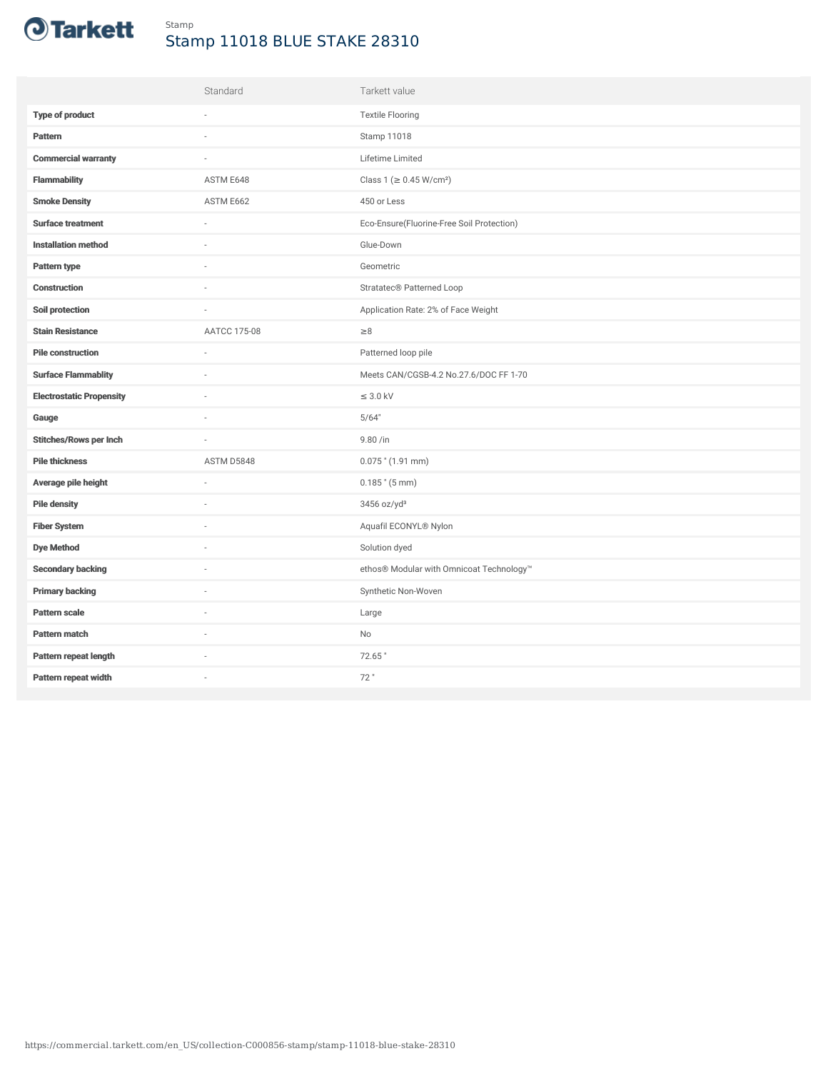Stamp

# Stamp 11018 BLUE STAKE 28310

| | Standard | Tarkett value |
|---|---|---|
| **Type of product** | - | Textile Flooring |
| **Pattern** | - | Stamp 11018 |
| **Commercial warranty** | - | Lifetime Limited |
| **Flammability** | ASTM E648 | Class 1 (≥ 0.45 W/cm²) |
| **Smoke Density** | ASTM E662 | 450 or Less |
| **Surface treatment** | - | Eco-Ensure(Fluorine-Free Soil Protection) |
| **Installation method** | - | Glue-Down |
| **Pattern type** | - | Geometric |
| **Construction** | - | Stratatec® Patterned Loop |
| **Soil protection** | - | Application Rate: 2% of Face Weight |
| **Stain Resistance** | AATCC 175-08 | ≥8 |
| **Pile construction** | - | Patterned loop pile |
| **Surface Flammablity** | - | Meets CAN/CGSB-4.2 No.27.6/DOC FF 1-70 |
| **Electrostatic Propensity** | - | ≤ 3.0 kV |
| **Gauge** | - | 5/64" |
| **Stitches/Rows per Inch** | - | 9.80 /in |
| **Pile thickness** | ASTM D5848 | 0.075 " (1.91 mm) |
| **Average pile height** | - | 0.185 " (5 mm) |
| **Pile density** | - | 3456 oz/yd³ |
| **Fiber System** | - | Aquafil ECONYL® Nylon |
| **Dye Method** | - | Solution dyed |
| **Secondary backing** | - | ethos® Modular with Omnicoat Technology™ |
| **Primary backing** | - | Synthetic Non-Woven |
| **Pattern scale** | - | Large |
| **Pattern match** | - | No |
| **Pattern repeat length** | - | 72.65 " |
| **Pattern repeat width** | - | 72 " |

https://commercial.tarkett.com/en_US/collection-C000856-stamp/stamp-11018-blue-stake-28310